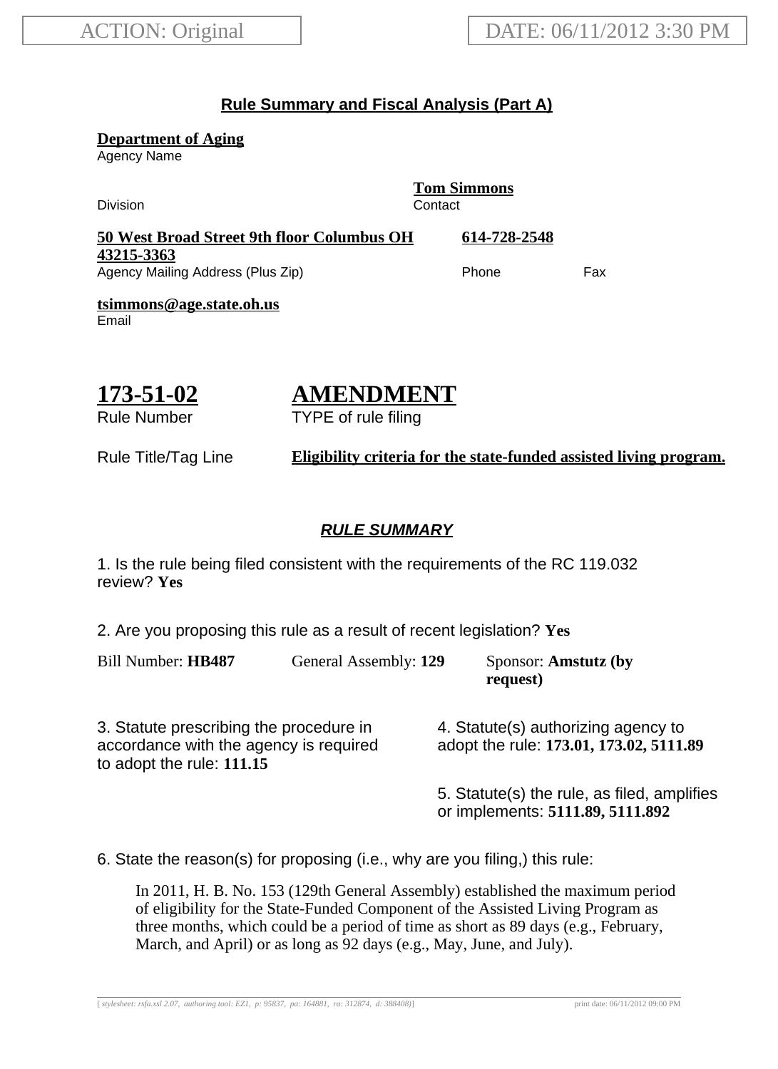ACTION: Original

DATE: 06/11/2012 3:30 PM

## Rule Summary and Fiscal Analysis (Part A)

**Department of Aging**
Agency Name

Division

**Tom Simmons**
Contact

**50 West Broad Street 9th floor Columbus OH 43215-3363**
Agency Mailing Address (Plus Zip)

**614-728-2548**
Phone

Fax

**tsimmons@age.state.oh.us**
Email

# 173-51-02
Rule Number

# AMENDMENT
TYPE of rule filing

Rule Title/Tag Line **Eligibility criteria for the state-funded assisted living program.**

### *RULE SUMMARY*

1. Is the rule being filed consistent with the requirements of the RC 119.032 review? **Yes**

2. Are you proposing this rule as a result of recent legislation? **Yes**

Bill Number: **HB487** General Assembly: **129** Sponsor: **Amstutz (by request)**

3. Statute prescribing the procedure in accordance with the agency is required to adopt the rule: **111.15**

4. Statute(s) authorizing agency to adopt the rule: **173.01, 173.02, 5111.89**

5. Statute(s) the rule, as filed, amplifies or implements: **5111.89, 5111.892**

6. State the reason(s) for proposing (i.e., why are you filing,) this rule:

In 2011, H. B. No. 153 (129th General Assembly) established the maximum period of eligibility for the State-Funded Component of the Assisted Living Program as three months, which could be a period of time as short as 89 days (e.g., February, March, and April) or as long as 92 days (e.g., May, June, and July).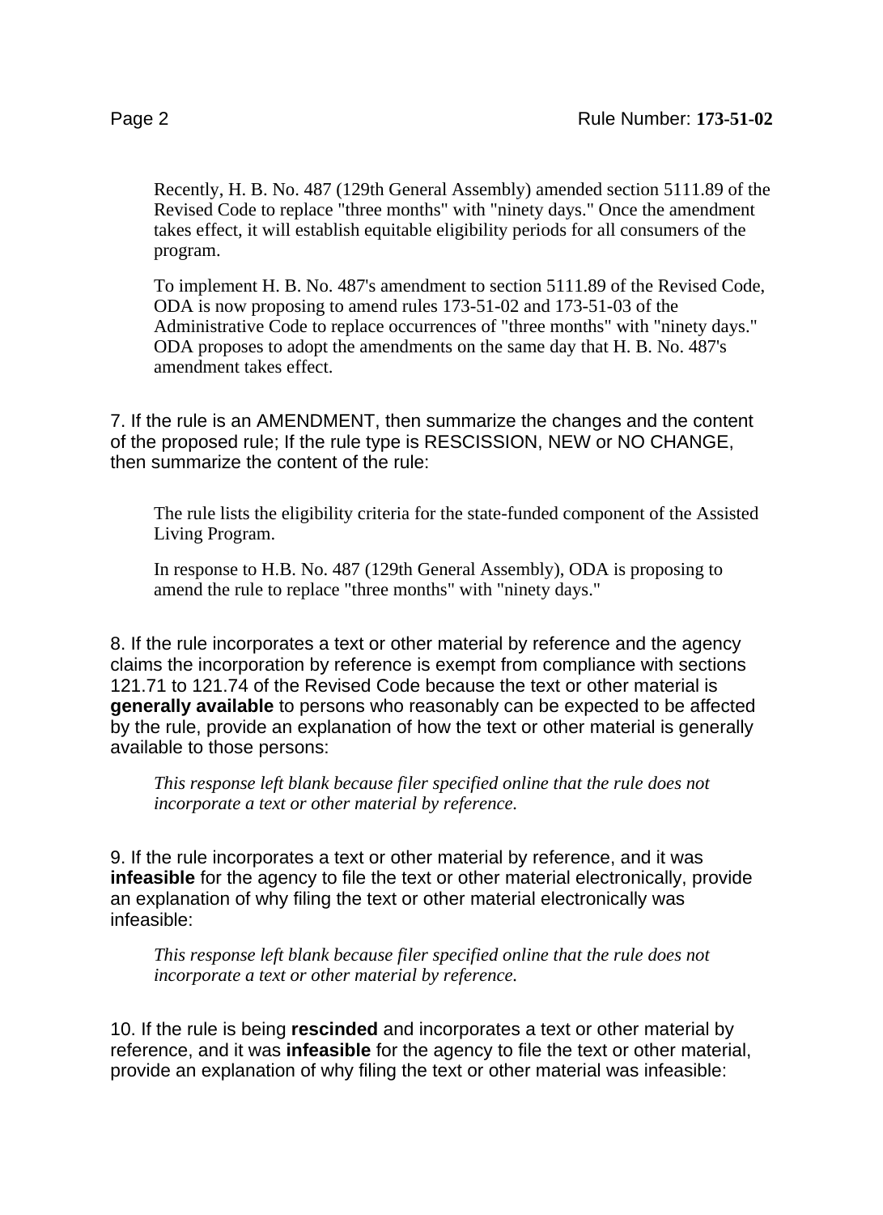Recently, H. B. No. 487 (129th General Assembly) amended section 5111.89 of the Revised Code to replace "three months" with "ninety days." Once the amendment takes effect, it will establish equitable eligibility periods for all consumers of the program.

To implement H. B. No. 487's amendment to section 5111.89 of the Revised Code, ODA is now proposing to amend rules 173-51-02 and 173-51-03 of the Administrative Code to replace occurrences of "three months" with "ninety days." ODA proposes to adopt the amendments on the same day that H. B. No. 487's amendment takes effect.

7. If the rule is an AMENDMENT, then summarize the changes and the content of the proposed rule; If the rule type is RESCISSION, NEW or NO CHANGE, then summarize the content of the rule:

The rule lists the eligibility criteria for the state-funded component of the Assisted Living Program.

In response to H.B. No. 487 (129th General Assembly), ODA is proposing to amend the rule to replace "three months" with "ninety days."

8. If the rule incorporates a text or other material by reference and the agency claims the incorporation by reference is exempt from compliance with sections 121.71 to 121.74 of the Revised Code because the text or other material is **generally available** to persons who reasonably can be expected to be affected by the rule, provide an explanation of how the text or other material is generally available to those persons:

*This response left blank because filer specified online that the rule does not incorporate a text or other material by reference.*

9. If the rule incorporates a text or other material by reference, and it was **infeasible** for the agency to file the text or other material electronically, provide an explanation of why filing the text or other material electronically was infeasible:

*This response left blank because filer specified online that the rule does not incorporate a text or other material by reference.*

10. If the rule is being **rescinded** and incorporates a text or other material by reference, and it was **infeasible** for the agency to file the text or other material, provide an explanation of why filing the text or other material was infeasible: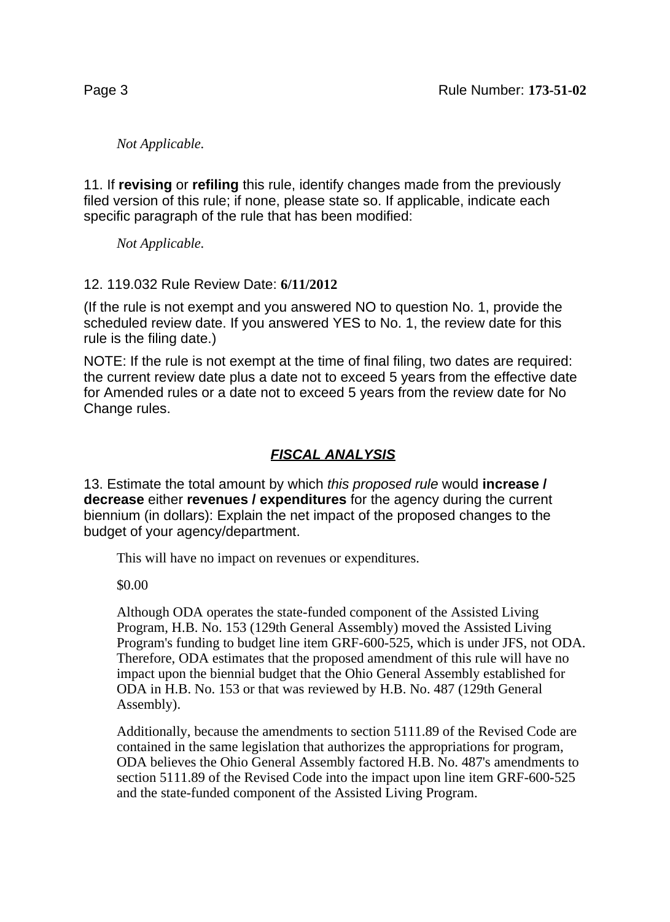*Not Applicable.*

11. If **revising** or **refiling** this rule, identify changes made from the previously filed version of this rule; if none, please state so. If applicable, indicate each specific paragraph of the rule that has been modified:

*Not Applicable.*

12. 119.032 Rule Review Date: **6/11/2012**

(If the rule is not exempt and you answered NO to question No. 1, provide the scheduled review date. If you answered YES to No. 1, the review date for this rule is the filing date.)

NOTE: If the rule is not exempt at the time of final filing, two dates are required: the current review date plus a date not to exceed 5 years from the effective date for Amended rules or a date not to exceed 5 years from the review date for No Change rules.

## ***FISCAL ANALYSIS***

13. Estimate the total amount by which *this proposed rule* would **increase / decrease** either **revenues / expenditures** for the agency during the current biennium (in dollars): Explain the net impact of the proposed changes to the budget of your agency/department.

This will have no impact on revenues or expenditures.

$0.00

Although ODA operates the state-funded component of the Assisted Living Program, H.B. No. 153 (129th General Assembly) moved the Assisted Living Program's funding to budget line item GRF-600-525, which is under JFS, not ODA. Therefore, ODA estimates that the proposed amendment of this rule will have no impact upon the biennial budget that the Ohio General Assembly established for ODA in H.B. No. 153 or that was reviewed by H.B. No. 487 (129th General Assembly).

Additionally, because the amendments to section 5111.89 of the Revised Code are contained in the same legislation that authorizes the appropriations for program, ODA believes the Ohio General Assembly factored H.B. No. 487's amendments to section 5111.89 of the Revised Code into the impact upon line item GRF-600-525 and the state-funded component of the Assisted Living Program.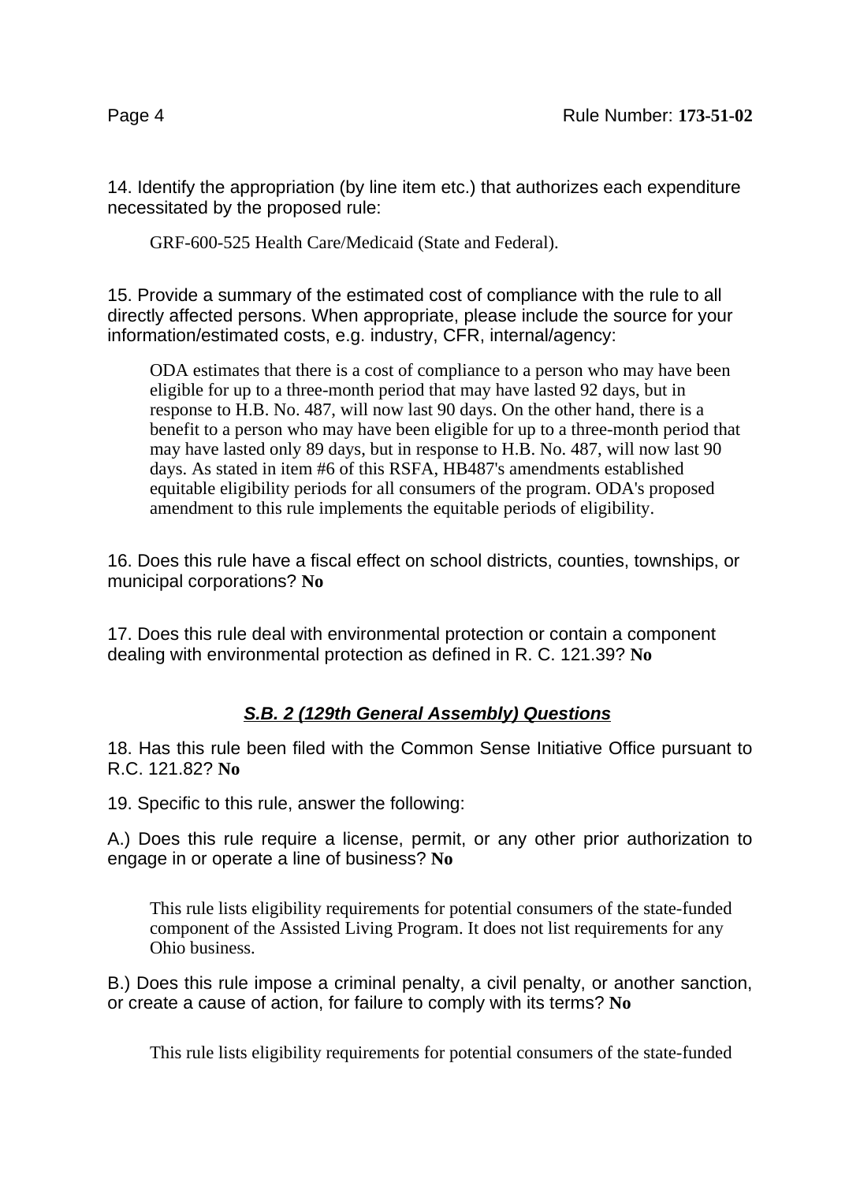14. Identify the appropriation (by line item etc.) that authorizes each expenditure necessitated by the proposed rule:

GRF-600-525 Health Care/Medicaid (State and Federal).

15. Provide a summary of the estimated cost of compliance with the rule to all directly affected persons. When appropriate, please include the source for your information/estimated costs, e.g. industry, CFR, internal/agency:

ODA estimates that there is a cost of compliance to a person who may have been eligible for up to a three-month period that may have lasted 92 days, but in response to H.B. No. 487, will now last 90 days. On the other hand, there is a benefit to a person who may have been eligible for up to a three-month period that may have lasted only 89 days, but in response to H.B. No. 487, will now last 90 days. As stated in item #6 of this RSFA, HB487's amendments established equitable eligibility periods for all consumers of the program. ODA's proposed amendment to this rule implements the equitable periods of eligibility.

16. Does this rule have a fiscal effect on school districts, counties, townships, or municipal corporations? **No**

17. Does this rule deal with environmental protection or contain a component dealing with environmental protection as defined in R. C. 121.39? **No**

### ***S.B. 2 (129th General Assembly) Questions***

18. Has this rule been filed with the Common Sense Initiative Office pursuant to R.C. 121.82? **No**

19. Specific to this rule, answer the following:

A.) Does this rule require a license, permit, or any other prior authorization to engage in or operate a line of business? **No**

This rule lists eligibility requirements for potential consumers of the state-funded component of the Assisted Living Program. It does not list requirements for any Ohio business.

B.) Does this rule impose a criminal penalty, a civil penalty, or another sanction, or create a cause of action, for failure to comply with its terms? **No**

This rule lists eligibility requirements for potential consumers of the state-funded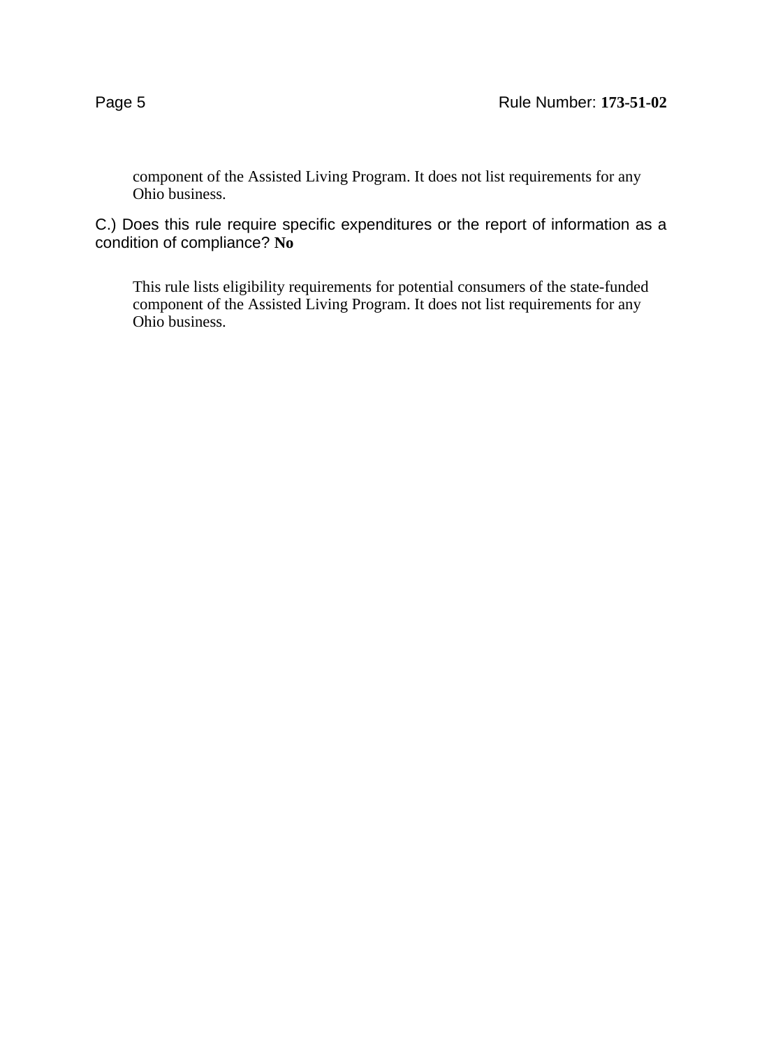component of the Assisted Living Program. It does not list requirements for any Ohio business.

C.) Does this rule require specific expenditures or the report of information as a condition of compliance? **No**

This rule lists eligibility requirements for potential consumers of the state-funded component of the Assisted Living Program. It does not list requirements for any Ohio business.